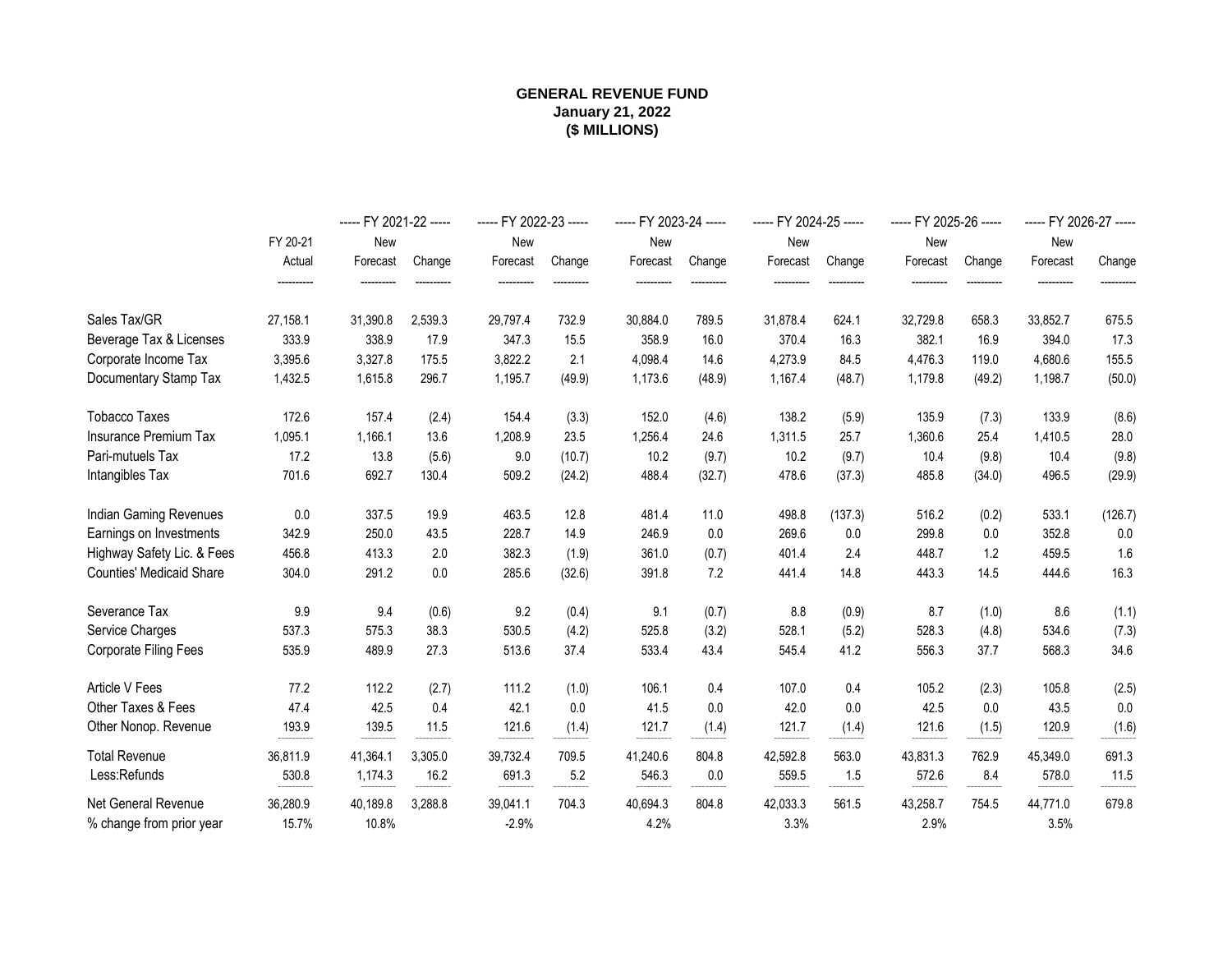**GENERAL REVENUE FUND**
**January 21, 2022**
**($ MILLIONS)**

| | FY 20-21 | ----- FY 2021-22 ----- | | ----- FY 2022-23 ----- | | ----- FY 2023-24 ----- | | ----- FY 2024-25 ----- | | ----- FY 2025-26 ----- | | ----- FY 2026-27 ----- | |
|---|---|---|---|---|---|---|---|---|---|---|---|---|---|
| | Actual | New Forecast | Change | New Forecast | Change | New Forecast | Change | New Forecast | Change | New Forecast | Change | New Forecast | Change |
| Sales Tax/GR | 27,158.1 | 31,390.8 | 2,539.3 | 29,797.4 | 732.9 | 30,884.0 | 789.5 | 31,878.4 | 624.1 | 32,729.8 | 658.3 | 33,852.7 | 675.5 |
| Beverage Tax & Licenses | 333.9 | 338.9 | 17.9 | 347.3 | 15.5 | 358.9 | 16.0 | 370.4 | 16.3 | 382.1 | 16.9 | 394.0 | 17.3 |
| Corporate Income Tax | 3,395.6 | 3,327.8 | 175.5 | 3,822.2 | 2.1 | 4,098.4 | 14.6 | 4,273.9 | 84.5 | 4,476.3 | 119.0 | 4,680.6 | 155.5 |
| Documentary Stamp Tax | 1,432.5 | 1,615.8 | 296.7 | 1,195.7 | (49.9) | 1,173.6 | (48.9) | 1,167.4 | (48.7) | 1,179.8 | (49.2) | 1,198.7 | (50.0) |
| Tobacco Taxes | 172.6 | 157.4 | (2.4) | 154.4 | (3.3) | 152.0 | (4.6) | 138.2 | (5.9) | 135.9 | (7.3) | 133.9 | (8.6) |
| Insurance Premium Tax | 1,095.1 | 1,166.1 | 13.6 | 1,208.9 | 23.5 | 1,256.4 | 24.6 | 1,311.5 | 25.7 | 1,360.6 | 25.4 | 1,410.5 | 28.0 |
| Pari-mutuels Tax | 17.2 | 13.8 | (5.6) | 9.0 | (10.7) | 10.2 | (9.7) | 10.2 | (9.7) | 10.4 | (9.8) | 10.4 | (9.8) |
| Intangibles Tax | 701.6 | 692.7 | 130.4 | 509.2 | (24.2) | 488.4 | (32.7) | 478.6 | (37.3) | 485.8 | (34.0) | 496.5 | (29.9) |
| Indian Gaming Revenues | 0.0 | 337.5 | 19.9 | 463.5 | 12.8 | 481.4 | 11.0 | 498.8 | (137.3) | 516.2 | (0.2) | 533.1 | (126.7) |
| Earnings on Investments | 342.9 | 250.0 | 43.5 | 228.7 | 14.9 | 246.9 | 0.0 | 269.6 | 0.0 | 299.8 | 0.0 | 352.8 | 0.0 |
| Highway Safety Lic. & Fees | 456.8 | 413.3 | 2.0 | 382.3 | (1.9) | 361.0 | (0.7) | 401.4 | 2.4 | 448.7 | 1.2 | 459.5 | 1.6 |
| Counties' Medicaid Share | 304.0 | 291.2 | 0.0 | 285.6 | (32.6) | 391.8 | 7.2 | 441.4 | 14.8 | 443.3 | 14.5 | 444.6 | 16.3 |
| Severance Tax | 9.9 | 9.4 | (0.6) | 9.2 | (0.4) | 9.1 | (0.7) | 8.8 | (0.9) | 8.7 | (1.0) | 8.6 | (1.1) |
| Service Charges | 537.3 | 575.3 | 38.3 | 530.5 | (4.2) | 525.8 | (3.2) | 528.1 | (5.2) | 528.3 | (4.8) | 534.6 | (7.3) |
| Corporate Filing Fees | 535.9 | 489.9 | 27.3 | 513.6 | 37.4 | 533.4 | 43.4 | 545.4 | 41.2 | 556.3 | 37.7 | 568.3 | 34.6 |
| Article V Fees | 77.2 | 112.2 | (2.7) | 111.2 | (1.0) | 106.1 | 0.4 | 107.0 | 0.4 | 105.2 | (2.3) | 105.8 | (2.5) |
| Other Taxes & Fees | 47.4 | 42.5 | 0.4 | 42.1 | 0.0 | 41.5 | 0.0 | 42.0 | 0.0 | 42.5 | 0.0 | 43.5 | 0.0 |
| Other Nonop. Revenue | 193.9 | 139.5 | 11.5 | 121.6 | (1.4) | 121.7 | (1.4) | 121.7 | (1.4) | 121.6 | (1.5) | 120.9 | (1.6) |
| Total Revenue | 36,811.9 | 41,364.1 | 3,305.0 | 39,732.4 | 709.5 | 41,240.6 | 804.8 | 42,592.8 | 563.0 | 43,831.3 | 762.9 | 45,349.0 | 691.3 |
| Less:Refunds | 530.8 | 1,174.3 | 16.2 | 691.3 | 5.2 | 546.3 | 0.0 | 559.5 | 1.5 | 572.6 | 8.4 | 578.0 | 11.5 |
| Net General Revenue | 36,280.9 | 40,189.8 | 3,288.8 | 39,041.1 | 704.3 | 40,694.3 | 804.8 | 42,033.3 | 561.5 | 43,258.7 | 754.5 | 44,771.0 | 679.8 |
| % change from prior year | 15.7% | 10.8% | | -2.9% | | 4.2% | | 3.3% | | 2.9% | | 3.5% | |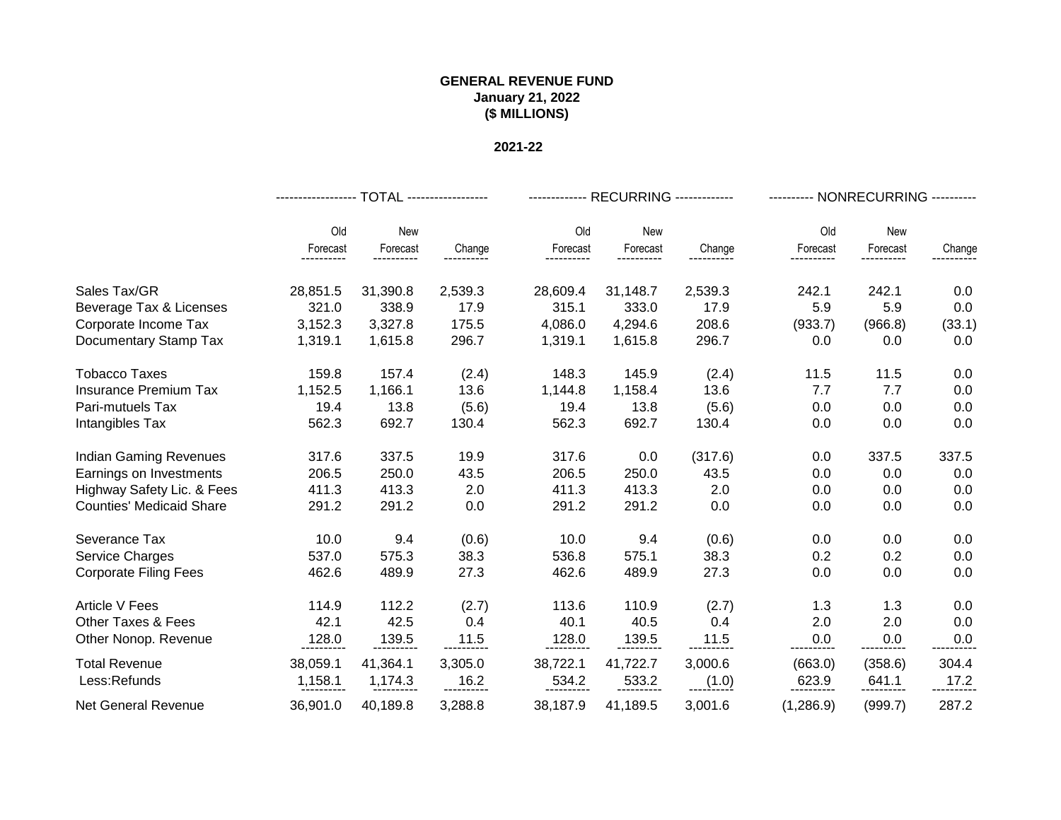**GENERAL REVENUE FUND**
**January 21, 2022**
**($ MILLIONS)**

**2021-22**

| | TOTAL | | | RECURRING | | | NONRECURRING | | |
|---|---|---|---|---|---|---|---|---|---|
| | Old Forecast | New Forecast | Change | Old Forecast | New Forecast | Change | Old Forecast | New Forecast | Change |
| Sales Tax/GR | 28,851.5 | 31,390.8 | 2,539.3 | 28,609.4 | 31,148.7 | 2,539.3 | 242.1 | 242.1 | 0.0 |
| Beverage Tax & Licenses | 321.0 | 338.9 | 17.9 | 315.1 | 333.0 | 17.9 | 5.9 | 5.9 | 0.0 |
| Corporate Income Tax | 3,152.3 | 3,327.8 | 175.5 | 4,086.0 | 4,294.6 | 208.6 | (933.7) | (966.8) | (33.1) |
| Documentary Stamp Tax | 1,319.1 | 1,615.8 | 296.7 | 1,319.1 | 1,615.8 | 296.7 | 0.0 | 0.0 | 0.0 |
| Tobacco Taxes | 159.8 | 157.4 | (2.4) | 148.3 | 145.9 | (2.4) | 11.5 | 11.5 | 0.0 |
| Insurance Premium Tax | 1,152.5 | 1,166.1 | 13.6 | 1,144.8 | 1,158.4 | 13.6 | 7.7 | 7.7 | 0.0 |
| Pari-mutuels Tax | 19.4 | 13.8 | (5.6) | 19.4 | 13.8 | (5.6) | 0.0 | 0.0 | 0.0 |
| Intangibles Tax | 562.3 | 692.7 | 130.4 | 562.3 | 692.7 | 130.4 | 0.0 | 0.0 | 0.0 |
| Indian Gaming Revenues | 317.6 | 337.5 | 19.9 | 317.6 | 0.0 | (317.6) | 0.0 | 337.5 | 337.5 |
| Earnings on Investments | 206.5 | 250.0 | 43.5 | 206.5 | 250.0 | 43.5 | 0.0 | 0.0 | 0.0 |
| Highway Safety Lic. & Fees | 411.3 | 413.3 | 2.0 | 411.3 | 413.3 | 2.0 | 0.0 | 0.0 | 0.0 |
| Counties' Medicaid Share | 291.2 | 291.2 | 0.0 | 291.2 | 291.2 | 0.0 | 0.0 | 0.0 | 0.0 |
| Severance Tax | 10.0 | 9.4 | (0.6) | 10.0 | 9.4 | (0.6) | 0.0 | 0.0 | 0.0 |
| Service Charges | 537.0 | 575.3 | 38.3 | 536.8 | 575.1 | 38.3 | 0.2 | 0.2 | 0.0 |
| Corporate Filing Fees | 462.6 | 489.9 | 27.3 | 462.6 | 489.9 | 27.3 | 0.0 | 0.0 | 0.0 |
| Article V Fees | 114.9 | 112.2 | (2.7) | 113.6 | 110.9 | (2.7) | 1.3 | 1.3 | 0.0 |
| Other Taxes & Fees | 42.1 | 42.5 | 0.4 | 40.1 | 40.5 | 0.4 | 2.0 | 2.0 | 0.0 |
| Other Nonop. Revenue | 128.0 | 139.5 | 11.5 | 128.0 | 139.5 | 11.5 | 0.0 | 0.0 | 0.0 |
| Total Revenue | 38,059.1 | 41,364.1 | 3,305.0 | 38,722.1 | 41,722.7 | 3,000.6 | (663.0) | (358.6) | 304.4 |
| Less:Refunds | 1,158.1 | 1,174.3 | 16.2 | 534.2 | 533.2 | (1.0) | 623.9 | 641.1 | 17.2 |
| Net General Revenue | 36,901.0 | 40,189.8 | 3,288.8 | 38,187.9 | 41,189.5 | 3,001.6 | (1,286.9) | (999.7) | 287.2 |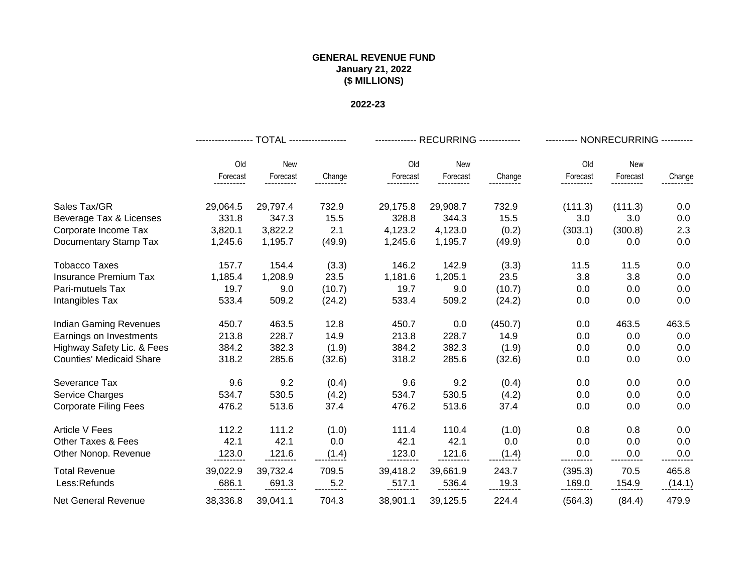**GENERAL REVENUE FUND**
**January 21, 2022**
**($ MILLIONS)**

**2022-23**

| | TOTAL | | | RECURRING | | | NONRECURRING | | |
|---|---|---|---|---|---|---|---|---|---|
| | Old Forecast | New Forecast | Change | Old Forecast | New Forecast | Change | Old Forecast | New Forecast | Change |
| Sales Tax/GR | 29,064.5 | 29,797.4 | 732.9 | 29,175.8 | 29,908.7 | 732.9 | (111.3) | (111.3) | 0.0 |
| Beverage Tax & Licenses | 331.8 | 347.3 | 15.5 | 328.8 | 344.3 | 15.5 | 3.0 | 3.0 | 0.0 |
| Corporate Income Tax | 3,820.1 | 3,822.2 | 2.1 | 4,123.2 | 4,123.0 | (0.2) | (303.1) | (300.8) | 2.3 |
| Documentary Stamp Tax | 1,245.6 | 1,195.7 | (49.9) | 1,245.6 | 1,195.7 | (49.9) | 0.0 | 0.0 | 0.0 |
| Tobacco Taxes | 157.7 | 154.4 | (3.3) | 146.2 | 142.9 | (3.3) | 11.5 | 11.5 | 0.0 |
| Insurance Premium Tax | 1,185.4 | 1,208.9 | 23.5 | 1,181.6 | 1,205.1 | 23.5 | 3.8 | 3.8 | 0.0 |
| Pari-mutuels Tax | 19.7 | 9.0 | (10.7) | 19.7 | 9.0 | (10.7) | 0.0 | 0.0 | 0.0 |
| Intangibles Tax | 533.4 | 509.2 | (24.2) | 533.4 | 509.2 | (24.2) | 0.0 | 0.0 | 0.0 |
| Indian Gaming Revenues | 450.7 | 463.5 | 12.8 | 450.7 | 0.0 | (450.7) | 0.0 | 463.5 | 463.5 |
| Earnings on Investments | 213.8 | 228.7 | 14.9 | 213.8 | 228.7 | 14.9 | 0.0 | 0.0 | 0.0 |
| Highway Safety Lic. & Fees | 384.2 | 382.3 | (1.9) | 384.2 | 382.3 | (1.9) | 0.0 | 0.0 | 0.0 |
| Counties' Medicaid Share | 318.2 | 285.6 | (32.6) | 318.2 | 285.6 | (32.6) | 0.0 | 0.0 | 0.0 |
| Severance Tax | 9.6 | 9.2 | (0.4) | 9.6 | 9.2 | (0.4) | 0.0 | 0.0 | 0.0 |
| Service Charges | 534.7 | 530.5 | (4.2) | 534.7 | 530.5 | (4.2) | 0.0 | 0.0 | 0.0 |
| Corporate Filing Fees | 476.2 | 513.6 | 37.4 | 476.2 | 513.6 | 37.4 | 0.0 | 0.0 | 0.0 |
| Article V Fees | 112.2 | 111.2 | (1.0) | 111.4 | 110.4 | (1.0) | 0.8 | 0.8 | 0.0 |
| Other Taxes & Fees | 42.1 | 42.1 | 0.0 | 42.1 | 42.1 | 0.0 | 0.0 | 0.0 | 0.0 |
| Other Nonop. Revenue | 123.0 | 121.6 | (1.4) | 123.0 | 121.6 | (1.4) | 0.0 | 0.0 | 0.0 |
| Total Revenue | 39,022.9 | 39,732.4 | 709.5 | 39,418.2 | 39,661.9 | 243.7 | (395.3) | 70.5 | 465.8 |
| Less:Refunds | 686.1 | 691.3 | 5.2 | 517.1 | 536.4 | 19.3 | 169.0 | 154.9 | (14.1) |
| Net General Revenue | 38,336.8 | 39,041.1 | 704.3 | 38,901.1 | 39,125.5 | 224.4 | (564.3) | (84.4) | 479.9 |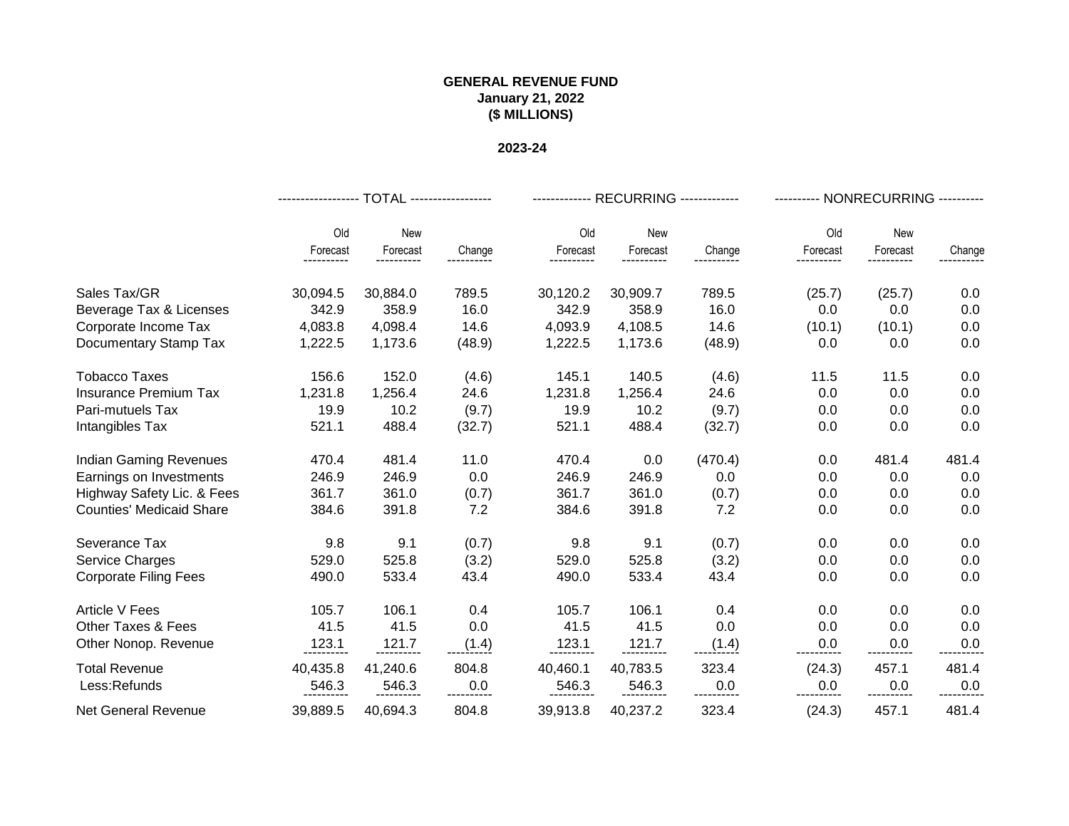**GENERAL REVENUE FUND**
**January 21, 2022**
**($ MILLIONS)**

**2023-24**

| | TOTAL | | | RECURRING | | | NONRECURRING | | |
|---|---|---|---|---|---|---|---|---|---|
| | Old Forecast | New Forecast | Change | Old Forecast | New Forecast | Change | Old Forecast | New Forecast | Change |
| Sales Tax/GR | 30,094.5 | 30,884.0 | 789.5 | 30,120.2 | 30,909.7 | 789.5 | (25.7) | (25.7) | 0.0 |
| Beverage Tax & Licenses | 342.9 | 358.9 | 16.0 | 342.9 | 358.9 | 16.0 | 0.0 | 0.0 | 0.0 |
| Corporate Income Tax | 4,083.8 | 4,098.4 | 14.6 | 4,093.9 | 4,108.5 | 14.6 | (10.1) | (10.1) | 0.0 |
| Documentary Stamp Tax | 1,222.5 | 1,173.6 | (48.9) | 1,222.5 | 1,173.6 | (48.9) | 0.0 | 0.0 | 0.0 |
| Tobacco Taxes | 156.6 | 152.0 | (4.6) | 145.1 | 140.5 | (4.6) | 11.5 | 11.5 | 0.0 |
| Insurance Premium Tax | 1,231.8 | 1,256.4 | 24.6 | 1,231.8 | 1,256.4 | 24.6 | 0.0 | 0.0 | 0.0 |
| Pari-mutuels Tax | 19.9 | 10.2 | (9.7) | 19.9 | 10.2 | (9.7) | 0.0 | 0.0 | 0.0 |
| Intangibles Tax | 521.1 | 488.4 | (32.7) | 521.1 | 488.4 | (32.7) | 0.0 | 0.0 | 0.0 |
| Indian Gaming Revenues | 470.4 | 481.4 | 11.0 | 470.4 | 0.0 | (470.4) | 0.0 | 481.4 | 481.4 |
| Earnings on Investments | 246.9 | 246.9 | 0.0 | 246.9 | 246.9 | 0.0 | 0.0 | 0.0 | 0.0 |
| Highway Safety Lic. & Fees | 361.7 | 361.0 | (0.7) | 361.7 | 361.0 | (0.7) | 0.0 | 0.0 | 0.0 |
| Counties' Medicaid Share | 384.6 | 391.8 | 7.2 | 384.6 | 391.8 | 7.2 | 0.0 | 0.0 | 0.0 |
| Severance Tax | 9.8 | 9.1 | (0.7) | 9.8 | 9.1 | (0.7) | 0.0 | 0.0 | 0.0 |
| Service Charges | 529.0 | 525.8 | (3.2) | 529.0 | 525.8 | (3.2) | 0.0 | 0.0 | 0.0 |
| Corporate Filing Fees | 490.0 | 533.4 | 43.4 | 490.0 | 533.4 | 43.4 | 0.0 | 0.0 | 0.0 |
| Article V Fees | 105.7 | 106.1 | 0.4 | 105.7 | 106.1 | 0.4 | 0.0 | 0.0 | 0.0 |
| Other Taxes & Fees | 41.5 | 41.5 | 0.0 | 41.5 | 41.5 | 0.0 | 0.0 | 0.0 | 0.0 |
| Other Nonop. Revenue | 123.1 | 121.7 | (1.4) | 123.1 | 121.7 | (1.4) | 0.0 | 0.0 | 0.0 |
| Total Revenue | 40,435.8 | 41,240.6 | 804.8 | 40,460.1 | 40,783.5 | 323.4 | (24.3) | 457.1 | 481.4 |
| Less:Refunds | 546.3 | 546.3 | 0.0 | 546.3 | 546.3 | 0.0 | 0.0 | 0.0 | 0.0 |
| Net General Revenue | 39,889.5 | 40,694.3 | 804.8 | 39,913.8 | 40,237.2 | 323.4 | (24.3) | 457.1 | 481.4 |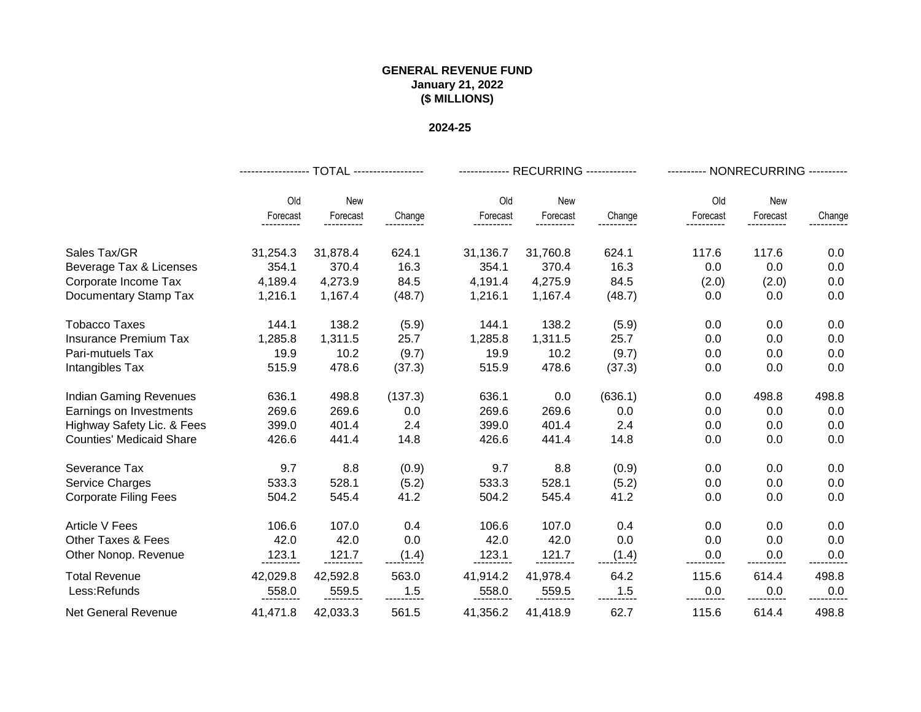**GENERAL REVENUE FUND**
**January 21, 2022**
**($ MILLIONS)**

**2024-25**

| | TOTAL | | | RECURRING | | | NONRECURRING | | |
|---|---|---|---|---|---|---|---|---|---|
| | Old Forecast | New Forecast | Change | Old Forecast | New Forecast | Change | Old Forecast | New Forecast | Change |
| Sales Tax/GR | 31,254.3 | 31,878.4 | 624.1 | 31,136.7 | 31,760.8 | 624.1 | 117.6 | 117.6 | 0.0 |
| Beverage Tax & Licenses | 354.1 | 370.4 | 16.3 | 354.1 | 370.4 | 16.3 | 0.0 | 0.0 | 0.0 |
| Corporate Income Tax | 4,189.4 | 4,273.9 | 84.5 | 4,191.4 | 4,275.9 | 84.5 | (2.0) | (2.0) | 0.0 |
| Documentary Stamp Tax | 1,216.1 | 1,167.4 | (48.7) | 1,216.1 | 1,167.4 | (48.7) | 0.0 | 0.0 | 0.0 |
| Tobacco Taxes | 144.1 | 138.2 | (5.9) | 144.1 | 138.2 | (5.9) | 0.0 | 0.0 | 0.0 |
| Insurance Premium Tax | 1,285.8 | 1,311.5 | 25.7 | 1,285.8 | 1,311.5 | 25.7 | 0.0 | 0.0 | 0.0 |
| Pari-mutuels Tax | 19.9 | 10.2 | (9.7) | 19.9 | 10.2 | (9.7) | 0.0 | 0.0 | 0.0 |
| Intangibles Tax | 515.9 | 478.6 | (37.3) | 515.9 | 478.6 | (37.3) | 0.0 | 0.0 | 0.0 |
| Indian Gaming Revenues | 636.1 | 498.8 | (137.3) | 636.1 | 0.0 | (636.1) | 0.0 | 498.8 | 498.8 |
| Earnings on Investments | 269.6 | 269.6 | 0.0 | 269.6 | 269.6 | 0.0 | 0.0 | 0.0 | 0.0 |
| Highway Safety Lic. & Fees | 399.0 | 401.4 | 2.4 | 399.0 | 401.4 | 2.4 | 0.0 | 0.0 | 0.0 |
| Counties' Medicaid Share | 426.6 | 441.4 | 14.8 | 426.6 | 441.4 | 14.8 | 0.0 | 0.0 | 0.0 |
| Severance Tax | 9.7 | 8.8 | (0.9) | 9.7 | 8.8 | (0.9) | 0.0 | 0.0 | 0.0 |
| Service Charges | 533.3 | 528.1 | (5.2) | 533.3 | 528.1 | (5.2) | 0.0 | 0.0 | 0.0 |
| Corporate Filing Fees | 504.2 | 545.4 | 41.2 | 504.2 | 545.4 | 41.2 | 0.0 | 0.0 | 0.0 |
| Article V Fees | 106.6 | 107.0 | 0.4 | 106.6 | 107.0 | 0.4 | 0.0 | 0.0 | 0.0 |
| Other Taxes & Fees | 42.0 | 42.0 | 0.0 | 42.0 | 42.0 | 0.0 | 0.0 | 0.0 | 0.0 |
| Other Nonop. Revenue | 123.1 | 121.7 | (1.4) | 123.1 | 121.7 | (1.4) | 0.0 | 0.0 | 0.0 |
| Total Revenue | 42,029.8 | 42,592.8 | 563.0 | 41,914.2 | 41,978.4 | 64.2 | 115.6 | 614.4 | 498.8 |
| Less:Refunds | 558.0 | 559.5 | 1.5 | 558.0 | 559.5 | 1.5 | 0.0 | 0.0 | 0.0 |
| Net General Revenue | 41,471.8 | 42,033.3 | 561.5 | 41,356.2 | 41,418.9 | 62.7 | 115.6 | 614.4 | 498.8 |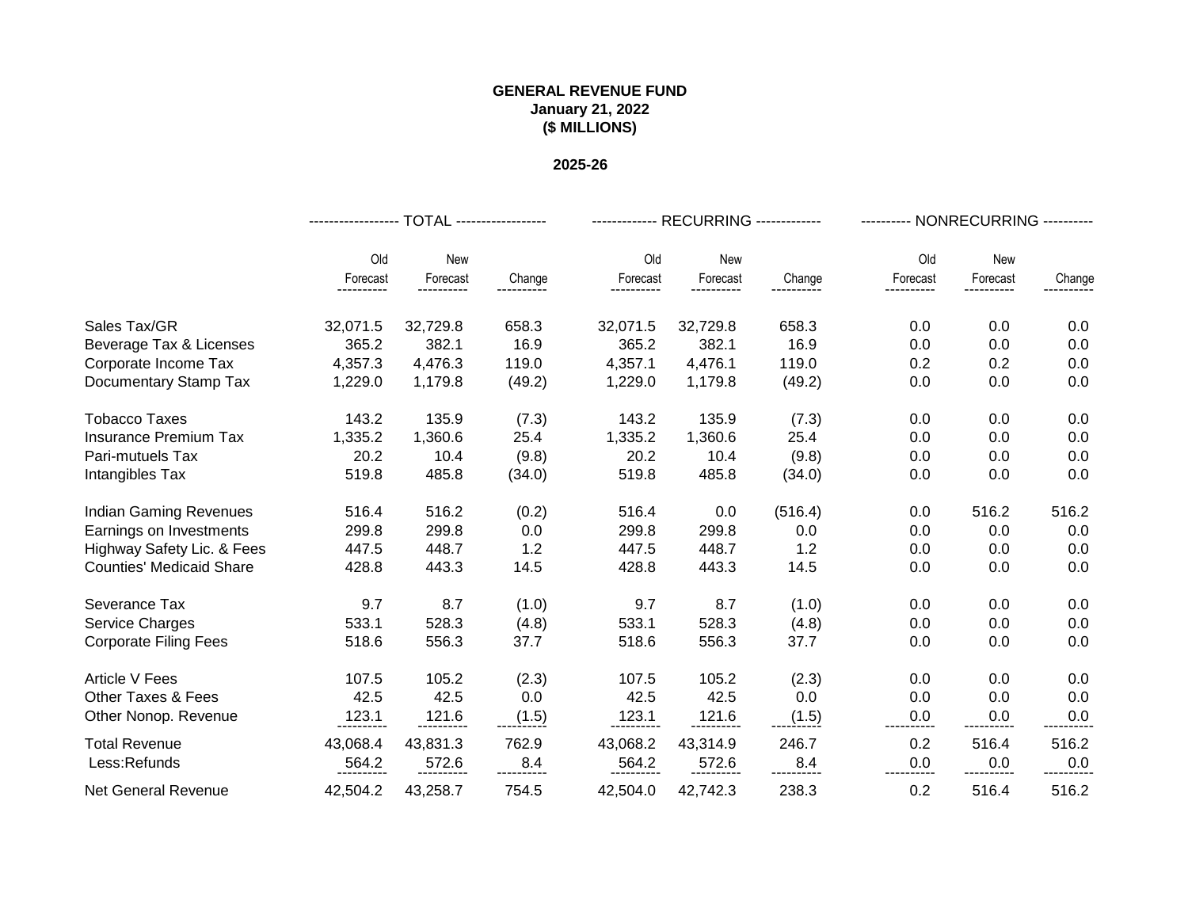**GENERAL REVENUE FUND**
**January 21, 2022**
**($ MILLIONS)**

**2025-26**

| | TOTAL | | | RECURRING | | | NONRECURRING | | |
|---|---|---|---|---|---|---|---|---|---|
| | Old Forecast | New Forecast | Change | Old Forecast | New Forecast | Change | Old Forecast | New Forecast | Change |
| Sales Tax/GR | 32,071.5 | 32,729.8 | 658.3 | 32,071.5 | 32,729.8 | 658.3 | 0.0 | 0.0 | 0.0 |
| Beverage Tax & Licenses | 365.2 | 382.1 | 16.9 | 365.2 | 382.1 | 16.9 | 0.0 | 0.0 | 0.0 |
| Corporate Income Tax | 4,357.3 | 4,476.3 | 119.0 | 4,357.1 | 4,476.1 | 119.0 | 0.2 | 0.2 | 0.0 |
| Documentary Stamp Tax | 1,229.0 | 1,179.8 | (49.2) | 1,229.0 | 1,179.8 | (49.2) | 0.0 | 0.0 | 0.0 |
| Tobacco Taxes | 143.2 | 135.9 | (7.3) | 143.2 | 135.9 | (7.3) | 0.0 | 0.0 | 0.0 |
| Insurance Premium Tax | 1,335.2 | 1,360.6 | 25.4 | 1,335.2 | 1,360.6 | 25.4 | 0.0 | 0.0 | 0.0 |
| Pari-mutuels Tax | 20.2 | 10.4 | (9.8) | 20.2 | 10.4 | (9.8) | 0.0 | 0.0 | 0.0 |
| Intangibles Tax | 519.8 | 485.8 | (34.0) | 519.8 | 485.8 | (34.0) | 0.0 | 0.0 | 0.0 |
| Indian Gaming Revenues | 516.4 | 516.2 | (0.2) | 516.4 | 0.0 | (516.4) | 0.0 | 516.2 | 516.2 |
| Earnings on Investments | 299.8 | 299.8 | 0.0 | 299.8 | 299.8 | 0.0 | 0.0 | 0.0 | 0.0 |
| Highway Safety Lic. & Fees | 447.5 | 448.7 | 1.2 | 447.5 | 448.7 | 1.2 | 0.0 | 0.0 | 0.0 |
| Counties' Medicaid Share | 428.8 | 443.3 | 14.5 | 428.8 | 443.3 | 14.5 | 0.0 | 0.0 | 0.0 |
| Severance Tax | 9.7 | 8.7 | (1.0) | 9.7 | 8.7 | (1.0) | 0.0 | 0.0 | 0.0 |
| Service Charges | 533.1 | 528.3 | (4.8) | 533.1 | 528.3 | (4.8) | 0.0 | 0.0 | 0.0 |
| Corporate Filing Fees | 518.6 | 556.3 | 37.7 | 518.6 | 556.3 | 37.7 | 0.0 | 0.0 | 0.0 |
| Article V Fees | 107.5 | 105.2 | (2.3) | 107.5 | 105.2 | (2.3) | 0.0 | 0.0 | 0.0 |
| Other Taxes & Fees | 42.5 | 42.5 | 0.0 | 42.5 | 42.5 | 0.0 | 0.0 | 0.0 | 0.0 |
| Other Nonop. Revenue | 123.1 | 121.6 | (1.5) | 123.1 | 121.6 | (1.5) | 0.0 | 0.0 | 0.0 |
| Total Revenue | 43,068.4 | 43,831.3 | 762.9 | 43,068.2 | 43,314.9 | 246.7 | 0.2 | 516.4 | 516.2 |
| Less:Refunds | 564.2 | 572.6 | 8.4 | 564.2 | 572.6 | 8.4 | 0.0 | 0.0 | 0.0 |
| Net General Revenue | 42,504.2 | 43,258.7 | 754.5 | 42,504.0 | 42,742.3 | 238.3 | 0.2 | 516.4 | 516.2 |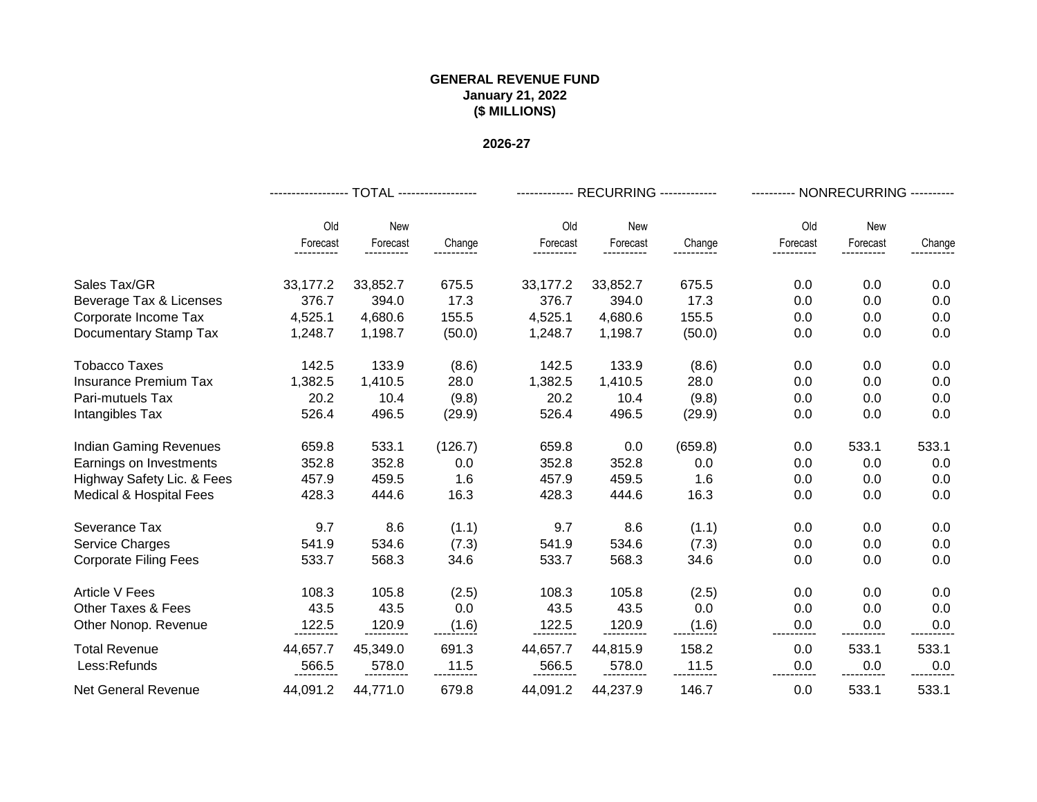**GENERAL REVENUE FUND**
**January 21, 2022**
**($ MILLIONS)**

**2026-27**

| | TOTAL | | | RECURRING | | | NONRECURRING | | |
|---|---|---|---|---|---|---|---|---|---|
| | Old Forecast | New Forecast | Change | Old Forecast | New Forecast | Change | Old Forecast | New Forecast | Change |
| Sales Tax/GR | 33,177.2 | 33,852.7 | 675.5 | 33,177.2 | 33,852.7 | 675.5 | 0.0 | 0.0 | 0.0 |
| Beverage Tax & Licenses | 376.7 | 394.0 | 17.3 | 376.7 | 394.0 | 17.3 | 0.0 | 0.0 | 0.0 |
| Corporate Income Tax | 4,525.1 | 4,680.6 | 155.5 | 4,525.1 | 4,680.6 | 155.5 | 0.0 | 0.0 | 0.0 |
| Documentary Stamp Tax | 1,248.7 | 1,198.7 | (50.0) | 1,248.7 | 1,198.7 | (50.0) | 0.0 | 0.0 | 0.0 |
| Tobacco Taxes | 142.5 | 133.9 | (8.6) | 142.5 | 133.9 | (8.6) | 0.0 | 0.0 | 0.0 |
| Insurance Premium Tax | 1,382.5 | 1,410.5 | 28.0 | 1,382.5 | 1,410.5 | 28.0 | 0.0 | 0.0 | 0.0 |
| Pari-mutuels Tax | 20.2 | 10.4 | (9.8) | 20.2 | 10.4 | (9.8) | 0.0 | 0.0 | 0.0 |
| Intangibles Tax | 526.4 | 496.5 | (29.9) | 526.4 | 496.5 | (29.9) | 0.0 | 0.0 | 0.0 |
| Indian Gaming Revenues | 659.8 | 533.1 | (126.7) | 659.8 | 0.0 | (659.8) | 0.0 | 533.1 | 533.1 |
| Earnings on Investments | 352.8 | 352.8 | 0.0 | 352.8 | 352.8 | 0.0 | 0.0 | 0.0 | 0.0 |
| Highway Safety Lic. & Fees | 457.9 | 459.5 | 1.6 | 457.9 | 459.5 | 1.6 | 0.0 | 0.0 | 0.0 |
| Medical & Hospital Fees | 428.3 | 444.6 | 16.3 | 428.3 | 444.6 | 16.3 | 0.0 | 0.0 | 0.0 |
| Severance Tax | 9.7 | 8.6 | (1.1) | 9.7 | 8.6 | (1.1) | 0.0 | 0.0 | 0.0 |
| Service Charges | 541.9 | 534.6 | (7.3) | 541.9 | 534.6 | (7.3) | 0.0 | 0.0 | 0.0 |
| Corporate Filing Fees | 533.7 | 568.3 | 34.6 | 533.7 | 568.3 | 34.6 | 0.0 | 0.0 | 0.0 |
| Article V Fees | 108.3 | 105.8 | (2.5) | 108.3 | 105.8 | (2.5) | 0.0 | 0.0 | 0.0 |
| Other Taxes & Fees | 43.5 | 43.5 | 0.0 | 43.5 | 43.5 | 0.0 | 0.0 | 0.0 | 0.0 |
| Other Nonop. Revenue | 122.5 | 120.9 | (1.6) | 122.5 | 120.9 | (1.6) | 0.0 | 0.0 | 0.0 |
| Total Revenue | 44,657.7 | 45,349.0 | 691.3 | 44,657.7 | 44,815.9 | 158.2 | 0.0 | 533.1 | 533.1 |
| Less:Refunds | 566.5 | 578.0 | 11.5 | 566.5 | 578.0 | 11.5 | 0.0 | 0.0 | 0.0 |
| Net General Revenue | 44,091.2 | 44,771.0 | 679.8 | 44,091.2 | 44,237.9 | 146.7 | 0.0 | 533.1 | 533.1 |